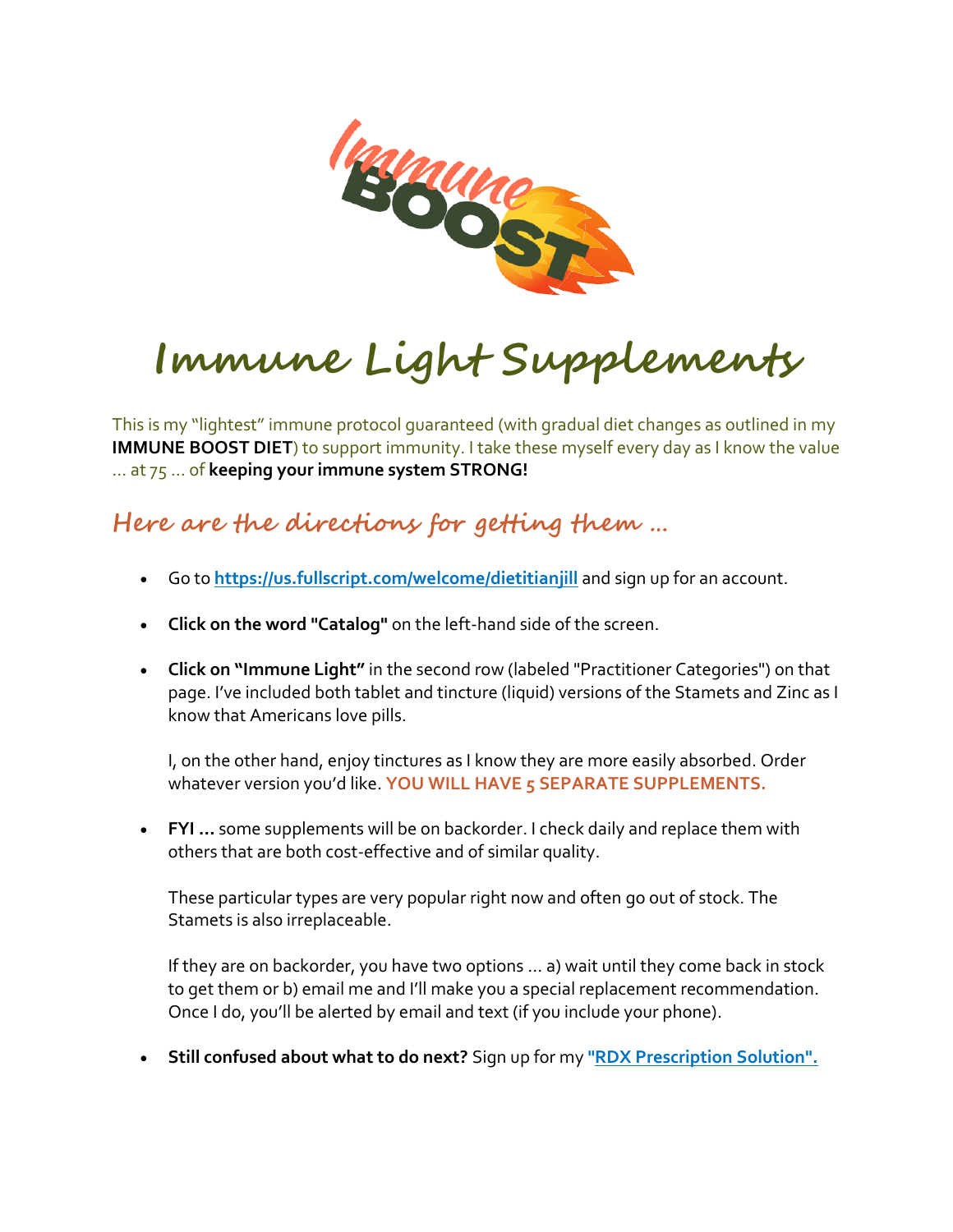# Immune Light Supplements

This is my "lightest" immune protocol guaranteed (with gradual diet changes as outlined in my **IMMUNE BOOST DIET**) to support immunity. I take these myself every day as I know the value … at 75 … of **keeping your immune system STRONG!**

## Here are the directions for getting them …

- Go to **[https://us.fullscript.com/welcome/dietitianjill](https://us.fullscript.com/welcome/dietitianjill)** and sign up for an account.

- **Click on the word "Catalog"** on the left-hand side of the screen.

- **Click on "Immune Light"** in the second row (labeled "Practitioner Categories") on that page. I've included both tablet and tincture (liquid) versions of the Stamets and Zinc as I know that Americans love pills.

  I, on the other hand, enjoy tinctures as I know they are more easily absorbed. Order whatever version you'd like. **YOU WILL HAVE 5 SEPARATE SUPPLEMENTS.**

- **FYI …** some supplements will be on backorder. I check daily and replace them with others that are both cost-effective and of similar quality.

  These particular types are very popular right now and often go out of stock. The Stamets is also irreplaceable.

  If they are on backorder, you have two options … a) wait until they come back in stock to get them or b) email me and I'll make you a special replacement recommendation. Once I do, you'll be alerted by email and text (if you include your phone).

- **Still confused about what to do next?** Sign up for my **"RDX Prescription Solution".**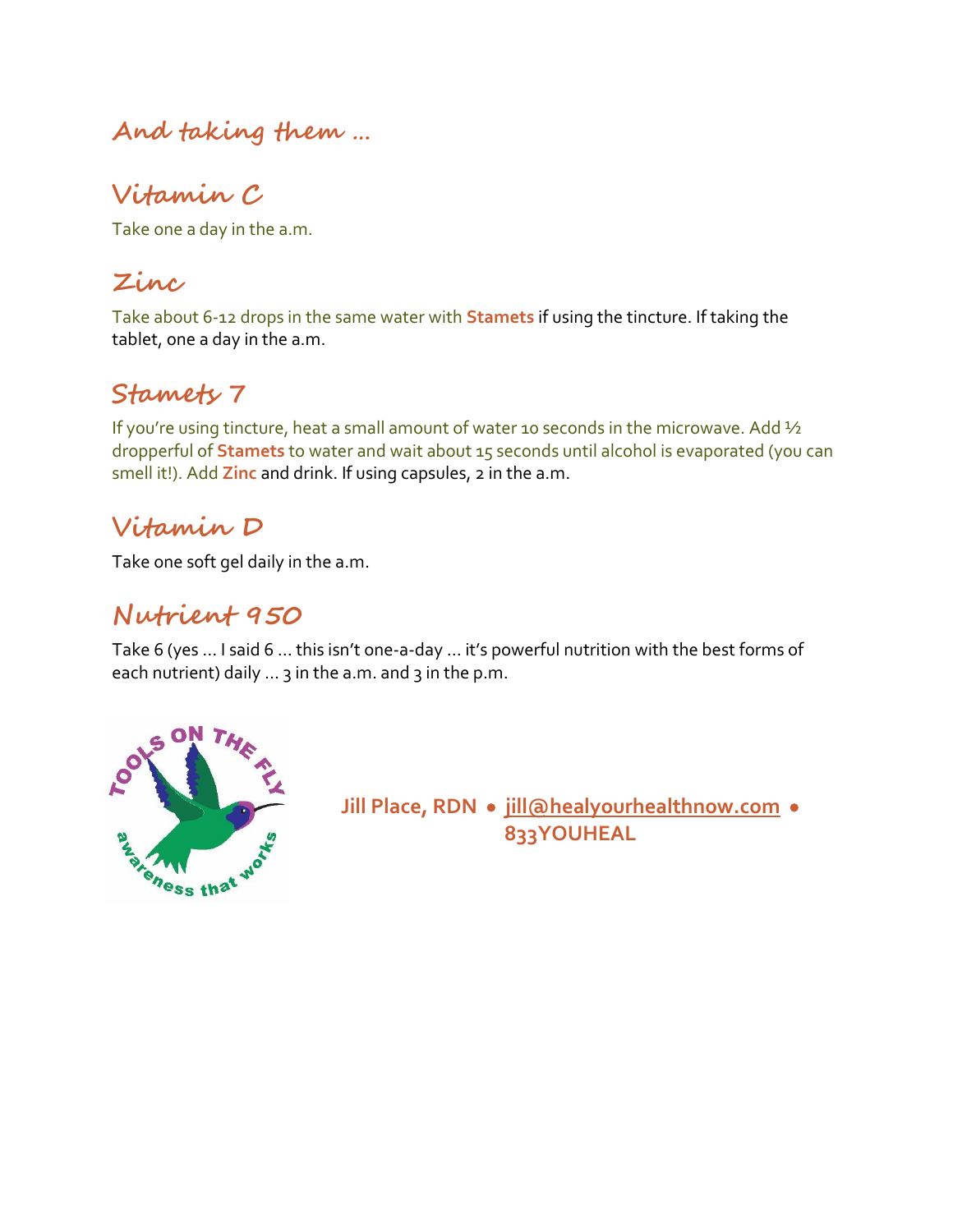## And taking them …

### Vitamin C

Take one a day in the a.m.

### Zinc

Take about 6-12 drops in the same water with **Stamets** if using the tincture. If taking the tablet, one a day in the a.m.

### Stamets 7

If you're using tincture, heat a small amount of water 10 seconds in the microwave. Add ½ dropperful of **Stamets** to water and wait about 15 seconds until alcohol is evaporated (you can smell it!). Add **Zinc** and drink. If using capsules, 2 in the a.m.

### Vitamin D

Take one soft gel daily in the a.m.

### Nutrient 950

Take 6 (yes … I said 6 … this isn't one-a-day … it's powerful nutrition with the best forms of each nutrient) daily … 3 in the a.m. and 3 in the p.m.

TOOLS ON THE FLY

awareness that works

**Jill Place, RDN • jill@healyourhealthnow.com • 833YOUHEAL**